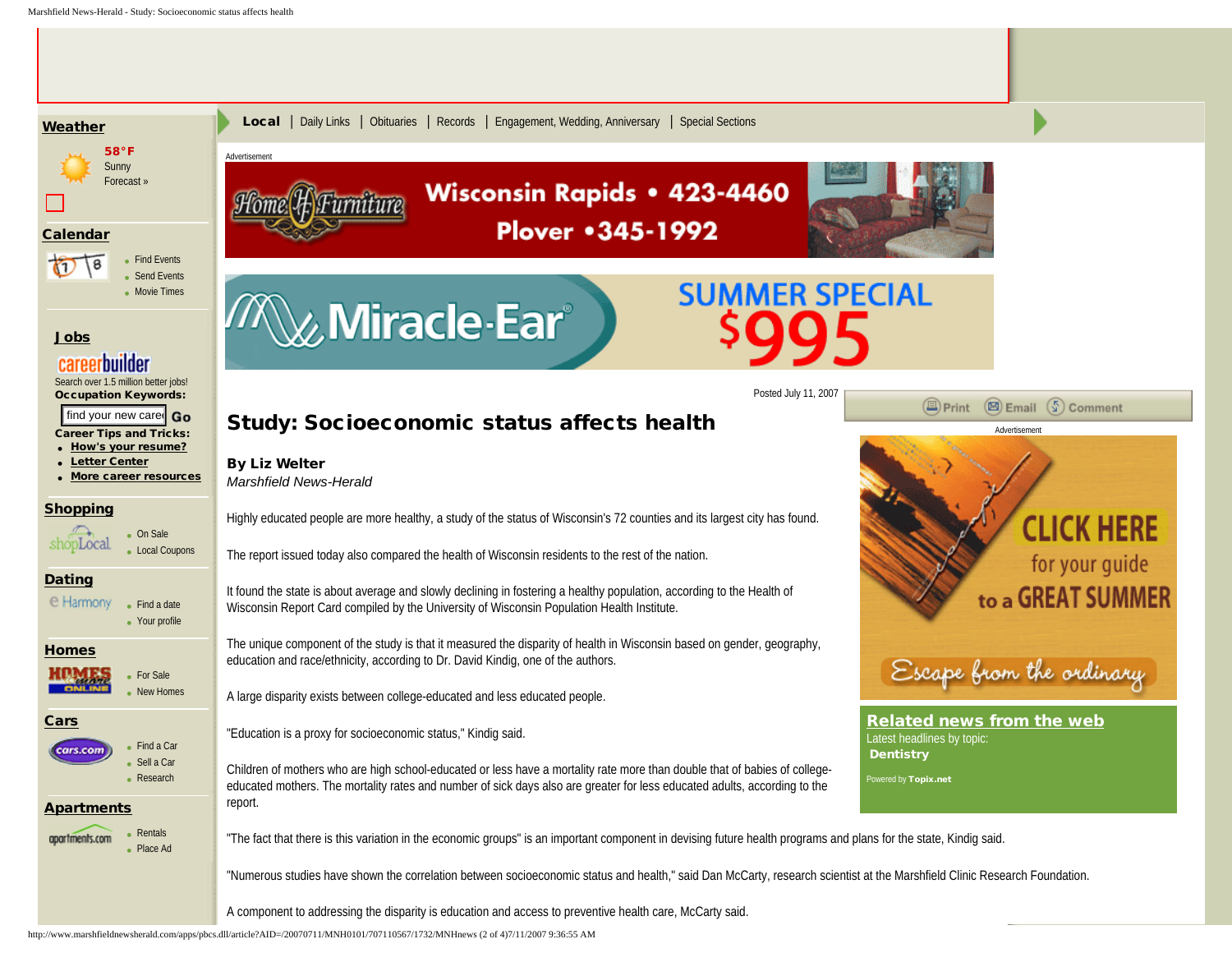# Study: Socioeconomic status affects health

**By Liz Welter**
*Marshfield News-Herald*

Posted July 11, 2007

Highly educated people are more healthy, a study of the status of Wisconsin's 72 counties and its largest city has found.

The report issued today also compared the health of Wisconsin residents to the rest of the nation.

It found the state is about average and slowly declining in fostering a healthy population, according to the Health of Wisconsin Report Card compiled by the University of Wisconsin Population Health Institute.

The unique component of the study is that it measured the disparity of health in Wisconsin based on gender, geography, education and race/ethnicity, according to Dr. David Kindig, one of the authors.

A large disparity exists between college-educated and less educated people.

"Education is a proxy for socioeconomic status," Kindig said.

Children of mothers who are high school-educated or less have a mortality rate more than double that of babies of college-educated mothers. The mortality rates and number of sick days also are greater for less educated adults, according to the report.

"The fact that there is this variation in the economic groups" is an important component in devising future health programs and plans for the state, Kindig said.

"Numerous studies have shown the correlation between socioeconomic status and health," said Dan McCarty, research scientist at the Marshfield Clinic Research Foundation.

A component to addressing the disparity is education and access to preventive health care, McCarty said.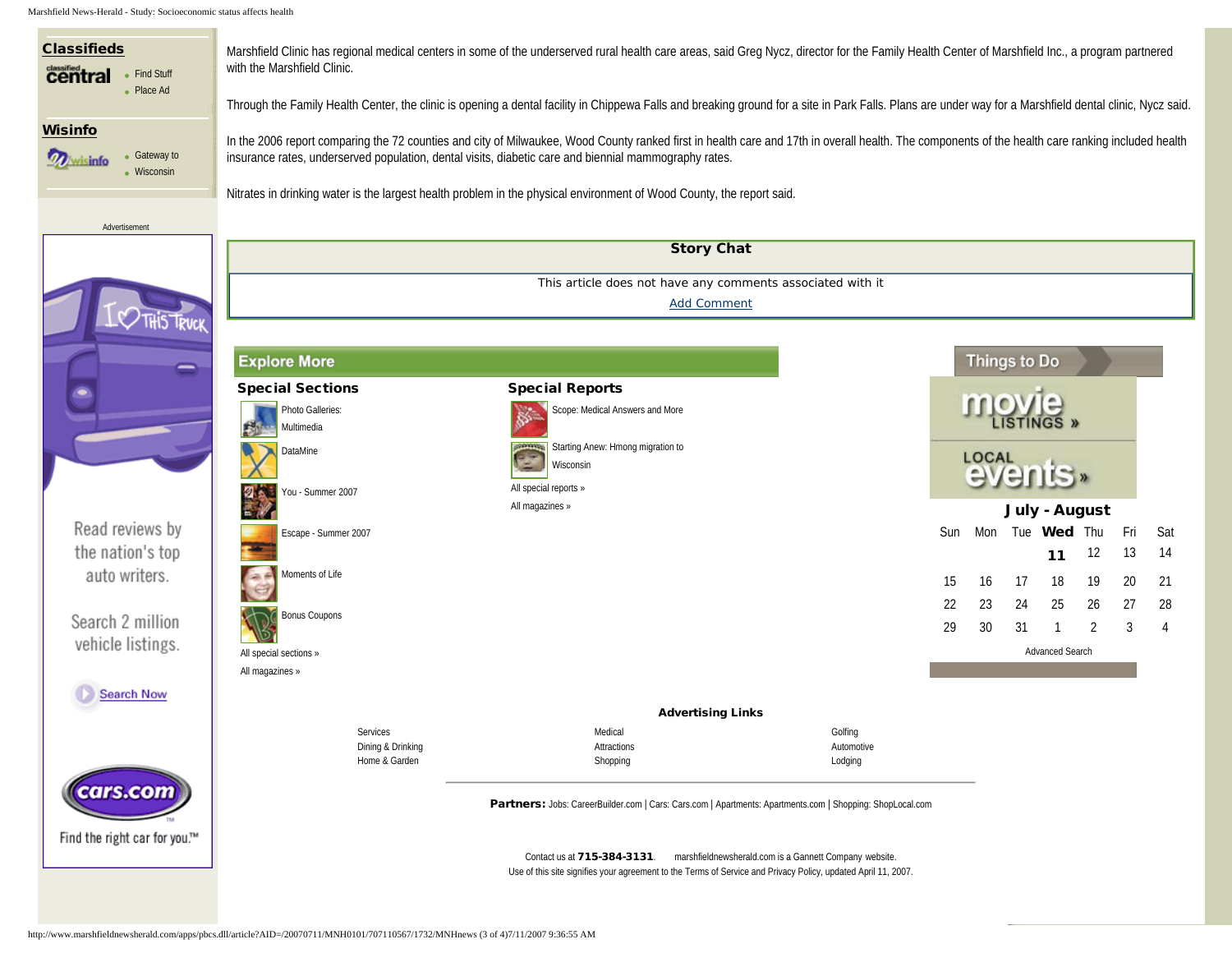Marshfield Clinic has regional medical centers in some of the underserved rural health care areas, said Greg Nycz, director for the Family Health Center of Marshfield Inc., a program partnered with the Marshfield Clinic.

Through the Family Health Center, the clinic is opening a dental facility in Chippewa Falls and breaking ground for a site in Park Falls. Plans are under way for a Marshfield dental clinic, Nycz said.

In the 2006 report comparing the 72 counties and city of Milwaukee, Wood County ranked first in health care and 17th in overall health. The components of the health care ranking included health insurance rates, underserved population, dental visits, diabetic care and biennial mammography rates.

Nitrates in drinking water is the largest health problem in the physical environment of Wood County, the report said.